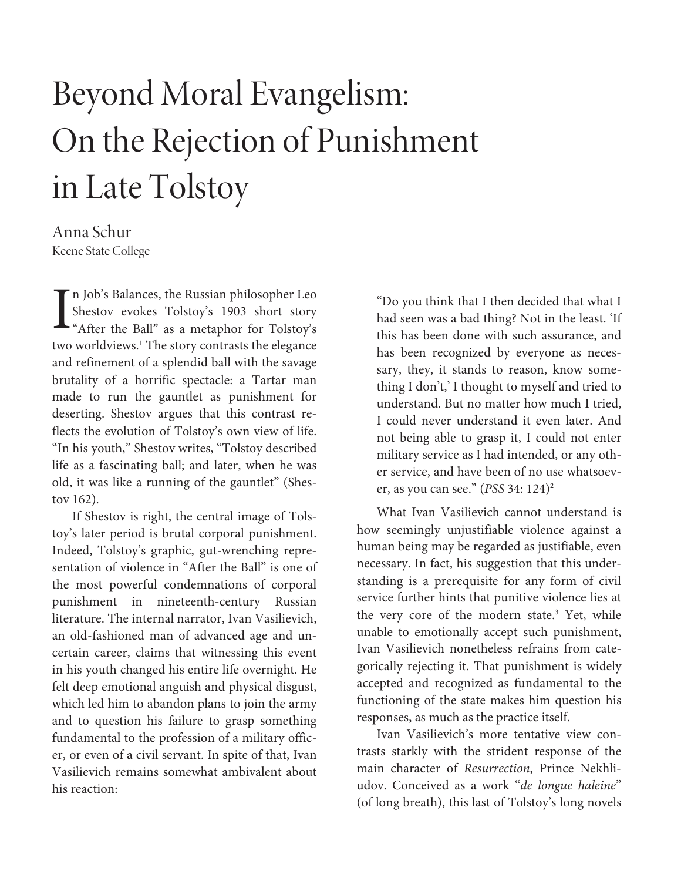# Beyond Moral Evangelism: On the Rejection of Punishment in Late Tolstoy

Anna Schur
Keene State College

In Job's Balances, the Russian philosopher Leo Shestov evokes Tolstoy's 1903 short story "After the Ball" as a metaphor for Tolstoy's two worldviews.[1] The story contrasts the elegance and refinement of a splendid ball with the savage brutality of a horrific spectacle: a Tartar man made to run the gauntlet as punishment for deserting. Shestov argues that this contrast reflects the evolution of Tolstoy's own view of life. "In his youth," Shestov writes, "Tolstoy described life as a fascinating ball; and later, when he was old, it was like a running of the gauntlet" (Shestov 162).

If Shestov is right, the central image of Tolstoy's later period is brutal corporal punishment. Indeed, Tolstoy's graphic, gut-wrenching representation of violence in "After the Ball" is one of the most powerful condemnations of corporal punishment in nineteenth-century Russian literature. The internal narrator, Ivan Vasilievich, an old-fashioned man of advanced age and uncertain career, claims that witnessing this event in his youth changed his entire life overnight. He felt deep emotional anguish and physical disgust, which led him to abandon plans to join the army and to question his failure to grasp something fundamental to the profession of a military officer, or even of a civil servant. In spite of that, Ivan Vasilievich remains somewhat ambivalent about his reaction:

> "Do you think that I then decided that what I had seen was a bad thing? Not in the least. 'If this has been done with such assurance, and has been recognized by everyone as necessary, they, it stands to reason, know something I don't,' I thought to myself and tried to understand. But no matter how much I tried, I could never understand it even later. And not being able to grasp it, I could not enter military service as I had intended, or any other service, and have been of no use whatsoever, as you can see." (*PSS* 34: 124)[2]

What Ivan Vasilievich cannot understand is how seemingly unjustifiable violence against a human being may be regarded as justifiable, even necessary. In fact, his suggestion that this understanding is a prerequisite for any form of civil service further hints that punitive violence lies at the very core of the modern state.[3] Yet, while unable to emotionally accept such punishment, Ivan Vasilievich nonetheless refrains from categorically rejecting it. That punishment is widely accepted and recognized as fundamental to the functioning of the state makes him question his responses, as much as the practice itself.

Ivan Vasilievich's more tentative view contrasts starkly with the strident response of the main character of *Resurrection*, Prince Nekhliudov. Conceived as a work "*de longue haleine*" (of long breath), this last of Tolstoy's long novels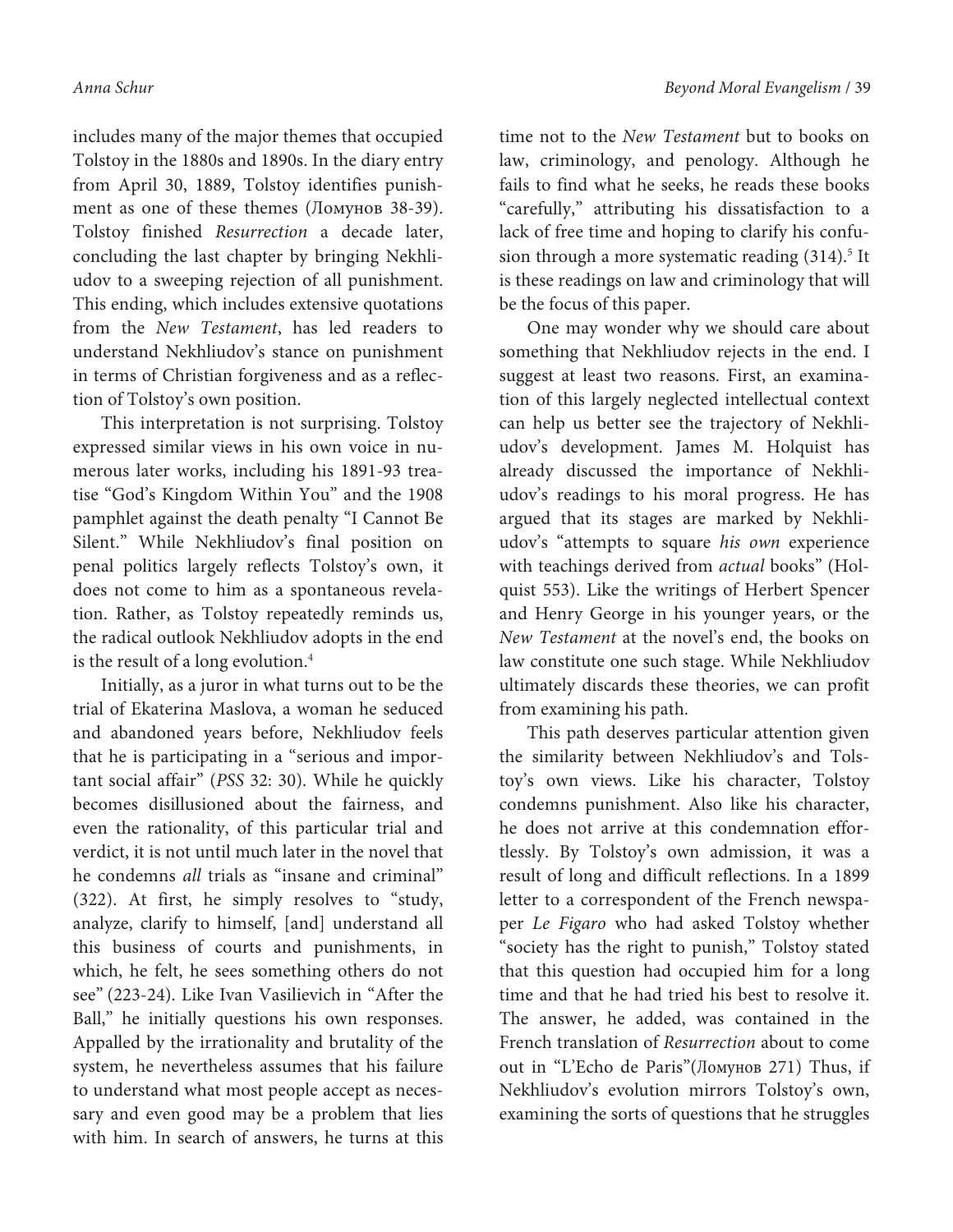includes many of the major themes that occupied Tolstoy in the 1880s and 1890s. In the diary entry from April 30, 1889, Tolstoy identifies punishment as one of these themes (Ломунов 38-39). Tolstoy finished *Resurrection* a decade later, concluding the last chapter by bringing Nekhliudov to a sweeping rejection of all punishment. This ending, which includes extensive quotations from the *New Testament*, has led readers to understand Nekhliudov's stance on punishment in terms of Christian forgiveness and as a reflection of Tolstoy's own position.

This interpretation is not surprising. Tolstoy expressed similar views in his own voice in numerous later works, including his 1891-93 treatise "God's Kingdom Within You" and the 1908 pamphlet against the death penalty "I Cannot Be Silent." While Nekhliudov's final position on penal politics largely reflects Tolstoy's own, it does not come to him as a spontaneous revelation. Rather, as Tolstoy repeatedly reminds us, the radical outlook Nekhliudov adopts in the end is the result of a long evolution.[4]

Initially, as a juror in what turns out to be the trial of Ekaterina Maslova, a woman he seduced and abandoned years before, Nekhliudov feels that he is participating in a "serious and important social affair" (*PSS* 32: 30). While he quickly becomes disillusioned about the fairness, and even the rationality, of this particular trial and verdict, it is not until much later in the novel that he condemns *all* trials as "insane and criminal" (322). At first, he simply resolves to "study, analyze, clarify to himself, [and] understand all this business of courts and punishments, in which, he felt, he sees something others do not see" (223-24). Like Ivan Vasilievich in "After the Ball," he initially questions his own responses. Appalled by the irrationality and brutality of the system, he nevertheless assumes that his failure to understand what most people accept as necessary and even good may be a problem that lies with him. In search of answers, he turns at this time not to the *New Testament* but to books on law, criminology, and penology. Although he fails to find what he seeks, he reads these books "carefully," attributing his dissatisfaction to a lack of free time and hoping to clarify his confusion through a more systematic reading (314).[5] It is these readings on law and criminology that will be the focus of this paper.

One may wonder why we should care about something that Nekhliudov rejects in the end. I suggest at least two reasons. First, an examination of this largely neglected intellectual context can help us better see the trajectory of Nekhliudov's development. James M. Holquist has already discussed the importance of Nekhliudov's readings to his moral progress. He has argued that its stages are marked by Nekhliudov's "attempts to square *his own* experience with teachings derived from *actual* books" (Holquist 553). Like the writings of Herbert Spencer and Henry George in his younger years, or the *New Testament* at the novel's end, the books on law constitute one such stage. While Nekhliudov ultimately discards these theories, we can profit from examining his path.

This path deserves particular attention given the similarity between Nekhliudov's and Tolstoy's own views. Like his character, Tolstoy condemns punishment. Also like his character, he does not arrive at this condemnation effortlessly. By Tolstoy's own admission, it was a result of long and difficult reflections. In a 1899 letter to a correspondent of the French newspaper *Le Figaro* who had asked Tolstoy whether "society has the right to punish," Tolstoy stated that this question had occupied him for a long time and that he had tried his best to resolve it. The answer, he added, was contained in the French translation of *Resurrection* about to come out in "L'Echo de Paris"(Ломунов 271) Thus, if Nekhliudov's evolution mirrors Tolstoy's own, examining the sorts of questions that he struggles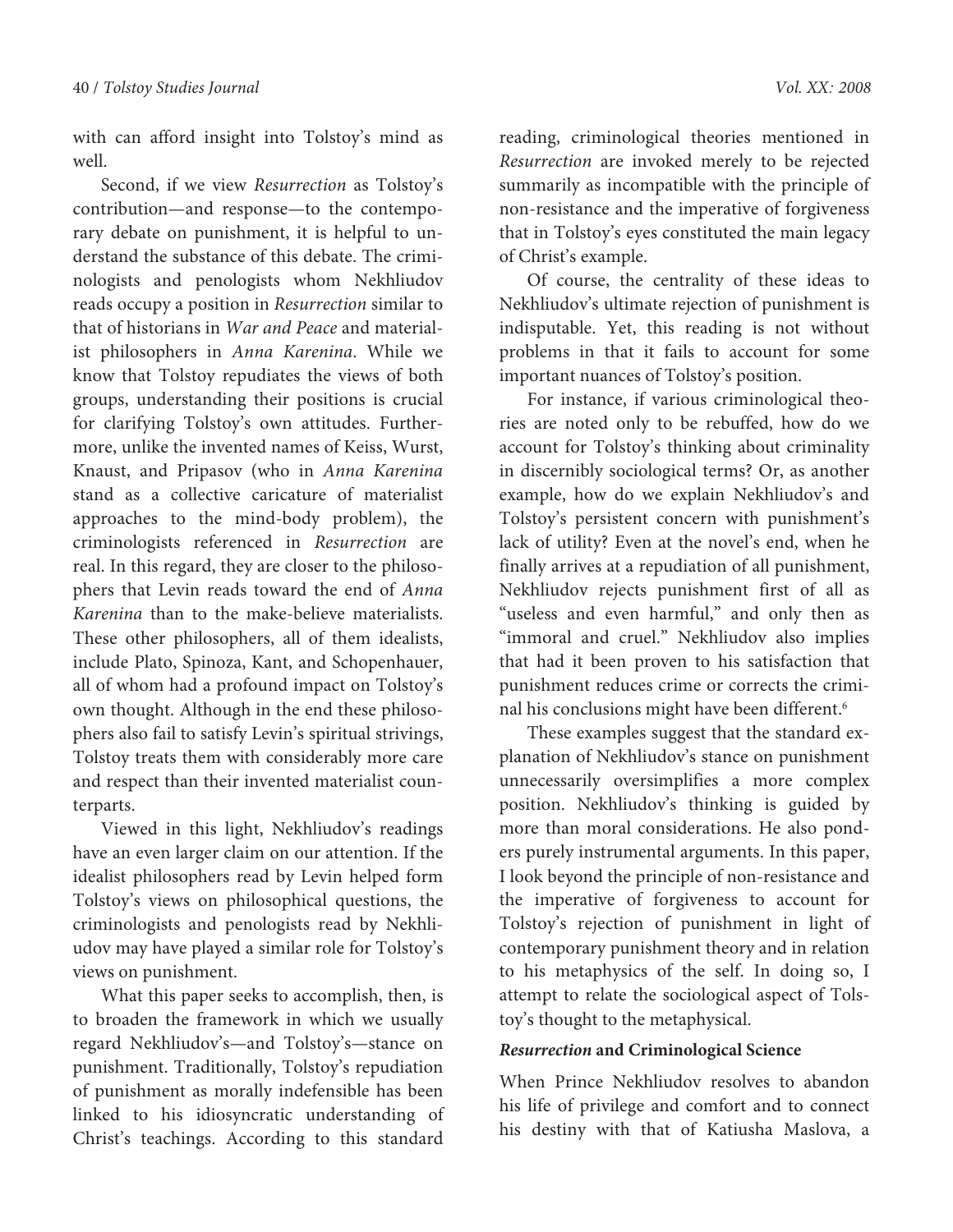with can afford insight into Tolstoy's mind as well.

Second, if we view *Resurrection* as Tolstoy's contribution—and response—to the contemporary debate on punishment, it is helpful to understand the substance of this debate. The criminologists and penologists whom Nekhliudov reads occupy a position in *Resurrection* similar to that of historians in *War and Peace* and materialist philosophers in *Anna Karenina*. While we know that Tolstoy repudiates the views of both groups, understanding their positions is crucial for clarifying Tolstoy's own attitudes. Furthermore, unlike the invented names of Keiss, Wurst, Knaust, and Pripasov (who in *Anna Karenina* stand as a collective caricature of materialist approaches to the mind-body problem), the criminologists referenced in *Resurrection* are real. In this regard, they are closer to the philosophers that Levin reads toward the end of *Anna Karenina* than to the make-believe materialists. These other philosophers, all of them idealists, include Plato, Spinoza, Kant, and Schopenhauer, all of whom had a profound impact on Tolstoy's own thought. Although in the end these philosophers also fail to satisfy Levin's spiritual strivings, Tolstoy treats them with considerably more care and respect than their invented materialist counterparts.

Viewed in this light, Nekhliudov's readings have an even larger claim on our attention. If the idealist philosophers read by Levin helped form Tolstoy's views on philosophical questions, the criminologists and penologists read by Nekhliudov may have played a similar role for Tolstoy's views on punishment.

What this paper seeks to accomplish, then, is to broaden the framework in which we usually regard Nekhliudov's—and Tolstoy's—stance on punishment. Traditionally, Tolstoy's repudiation of punishment as morally indefensible has been linked to his idiosyncratic understanding of Christ's teachings. According to this standard reading, criminological theories mentioned in *Resurrection* are invoked merely to be rejected summarily as incompatible with the principle of non-resistance and the imperative of forgiveness that in Tolstoy's eyes constituted the main legacy of Christ's example.

Of course, the centrality of these ideas to Nekhliudov's ultimate rejection of punishment is indisputable. Yet, this reading is not without problems in that it fails to account for some important nuances of Tolstoy's position.

For instance, if various criminological theories are noted only to be rebuffed, how do we account for Tolstoy's thinking about criminality in discernibly sociological terms? Or, as another example, how do we explain Nekhliudov's and Tolstoy's persistent concern with punishment's lack of utility? Even at the novel's end, when he finally arrives at a repudiation of all punishment, Nekhliudov rejects punishment first of all as "useless and even harmful," and only then as "immoral and cruel." Nekhliudov also implies that had it been proven to his satisfaction that punishment reduces crime or corrects the criminal his conclusions might have been different.[6]

These examples suggest that the standard explanation of Nekhliudov's stance on punishment unnecessarily oversimplifies a more complex position. Nekhliudov's thinking is guided by more than moral considerations. He also ponders purely instrumental arguments. In this paper, I look beyond the principle of non-resistance and the imperative of forgiveness to account for Tolstoy's rejection of punishment in light of contemporary punishment theory and in relation to his metaphysics of the self. In doing so, I attempt to relate the sociological aspect of Tolstoy's thought to the metaphysical.

### *Resurrection* and Criminological Science

When Prince Nekhliudov resolves to abandon his life of privilege and comfort and to connect his destiny with that of Katiusha Maslova, a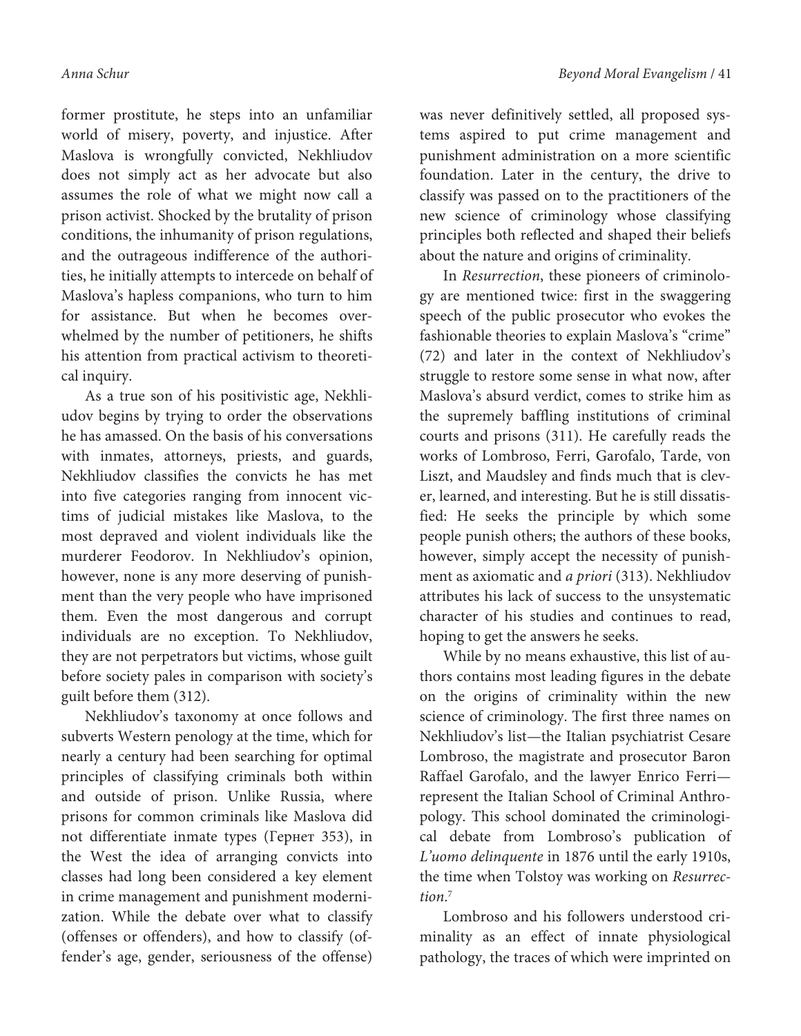former prostitute, he steps into an unfamiliar world of misery, poverty, and injustice. After Maslova is wrongfully convicted, Nekhliudov does not simply act as her advocate but also assumes the role of what we might now call a prison activist. Shocked by the brutality of prison conditions, the inhumanity of prison regulations, and the outrageous indifference of the authorities, he initially attempts to intercede on behalf of Maslova's hapless companions, who turn to him for assistance. But when he becomes overwhelmed by the number of petitioners, he shifts his attention from practical activism to theoretical inquiry.

As a true son of his positivistic age, Nekhliudov begins by trying to order the observations he has amassed. On the basis of his conversations with inmates, attorneys, priests, and guards, Nekhliudov classifies the convicts he has met into five categories ranging from innocent victims of judicial mistakes like Maslova, to the most depraved and violent individuals like the murderer Feodorov. In Nekhliudov's opinion, however, none is any more deserving of punishment than the very people who have imprisoned them. Even the most dangerous and corrupt individuals are no exception. To Nekhliudov, they are not perpetrators but victims, whose guilt before society pales in comparison with society's guilt before them (312).

Nekhliudov's taxonomy at once follows and subverts Western penology at the time, which for nearly a century had been searching for optimal principles of classifying criminals both within and outside of prison. Unlike Russia, where prisons for common criminals like Maslova did not differentiate inmate types (Гернет 353), in the West the idea of arranging convicts into classes had long been considered a key element in crime management and punishment modernization. While the debate over what to classify (offenses or offenders), and how to classify (offender's age, gender, seriousness of the offense) was never definitively settled, all proposed systems aspired to put crime management and punishment administration on a more scientific foundation. Later in the century, the drive to classify was passed on to the practitioners of the new science of criminology whose classifying principles both reflected and shaped their beliefs about the nature and origins of criminality.

In *Resurrection*, these pioneers of criminology are mentioned twice: first in the swaggering speech of the public prosecutor who evokes the fashionable theories to explain Maslova's "crime" (72) and later in the context of Nekhliudov's struggle to restore some sense in what now, after Maslova's absurd verdict, comes to strike him as the supremely baffling institutions of criminal courts and prisons (311). He carefully reads the works of Lombroso, Ferri, Garofalo, Tarde, von Liszt, and Maudsley and finds much that is clever, learned, and interesting. But he is still dissatisfied: He seeks the principle by which some people punish others; the authors of these books, however, simply accept the necessity of punishment as axiomatic and *a priori* (313). Nekhliudov attributes his lack of success to the unsystematic character of his studies and continues to read, hoping to get the answers he seeks.

While by no means exhaustive, this list of authors contains most leading figures in the debate on the origins of criminality within the new science of criminology. The first three names on Nekhliudov's list—the Italian psychiatrist Cesare Lombroso, the magistrate and prosecutor Baron Raffael Garofalo, and the lawyer Enrico Ferri—represent the Italian School of Criminal Anthropology. This school dominated the criminological debate from Lombroso's publication of *L'uomo delinquente* in 1876 until the early 1910s, the time when Tolstoy was working on *Resurrection*.[7]

Lombroso and his followers understood criminality as an effect of innate physiological pathology, the traces of which were imprinted on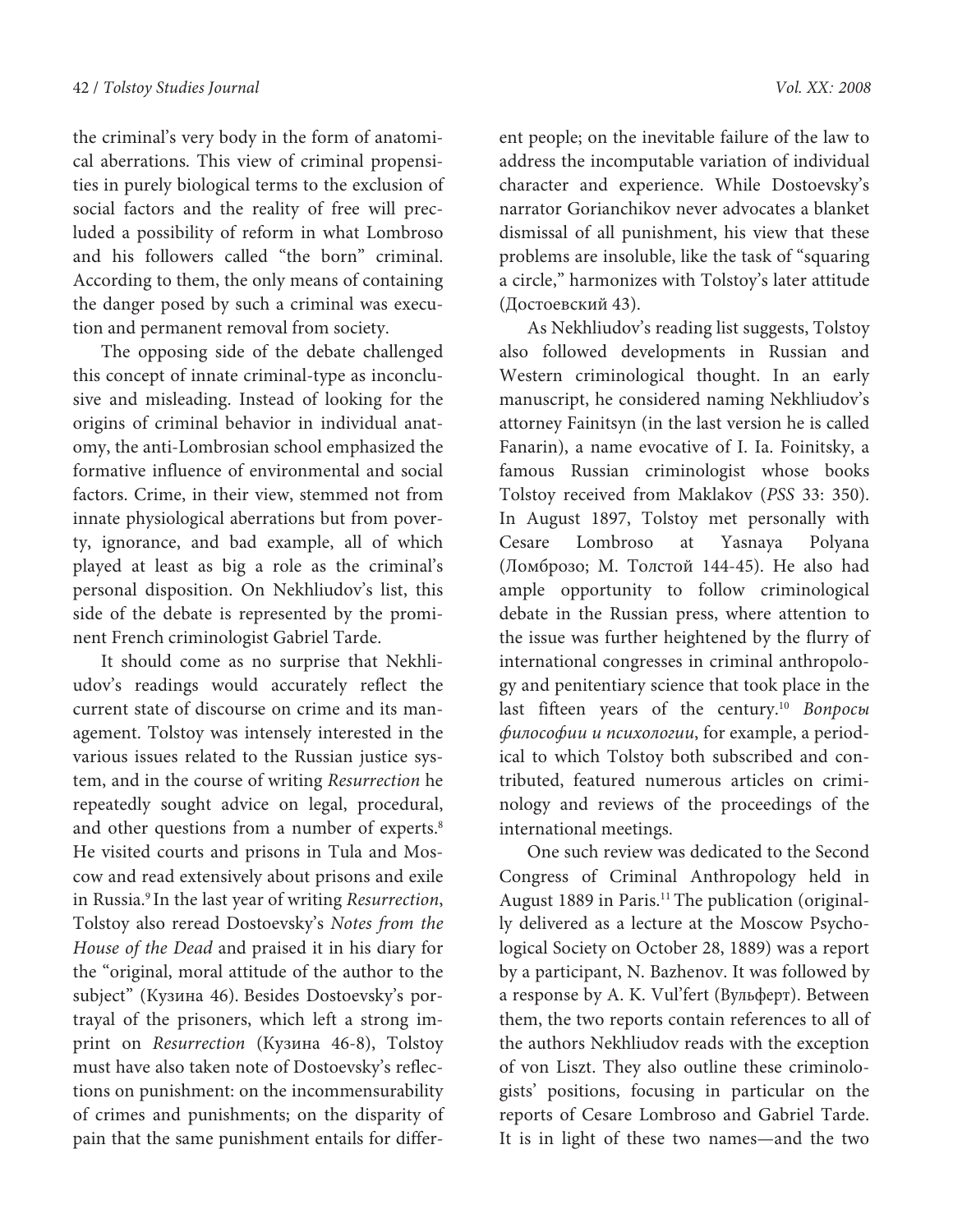the criminal's very body in the form of anatomical aberrations. This view of criminal propensities in purely biological terms to the exclusion of social factors and the reality of free will precluded a possibility of reform in what Lombroso and his followers called "the born" criminal. According to them, the only means of containing the danger posed by such a criminal was execution and permanent removal from society.

The opposing side of the debate challenged this concept of innate criminal-type as inconclusive and misleading. Instead of looking for the origins of criminal behavior in individual anatomy, the anti-Lombrosian school emphasized the formative influence of environmental and social factors. Crime, in their view, stemmed not from innate physiological aberrations but from poverty, ignorance, and bad example, all of which played at least as big a role as the criminal's personal disposition. On Nekhliudov's list, this side of the debate is represented by the prominent French criminologist Gabriel Tarde.

It should come as no surprise that Nekhliudov's readings would accurately reflect the current state of discourse on crime and its management. Tolstoy was intensely interested in the various issues related to the Russian justice system, and in the course of writing *Resurrection* he repeatedly sought advice on legal, procedural, and other questions from a number of experts.[8] He visited courts and prisons in Tula and Moscow and read extensively about prisons and exile in Russia.[9] In the last year of writing *Resurrection*, Tolstoy also reread Dostoevsky's *Notes from the House of the Dead* and praised it in his diary for the "original, moral attitude of the author to the subject" (Кузина 46). Besides Dostoevsky's portrayal of the prisoners, which left a strong imprint on *Resurrection* (Кузина 46-8), Tolstoy must have also taken note of Dostoevsky's reflections on punishment: on the incommensurability of crimes and punishments; on the disparity of pain that the same punishment entails for different people; on the inevitable failure of the law to address the incomputable variation of individual character and experience. While Dostoevsky's narrator Gorianchikov never advocates a blanket dismissal of all punishment, his view that these problems are insoluble, like the task of "squaring a circle," harmonizes with Tolstoy's later attitude (Достоевский 43).

As Nekhliudov's reading list suggests, Tolstoy also followed developments in Russian and Western criminological thought. In an early manuscript, he considered naming Nekhliudov's attorney Fainitsyn (in the last version he is called Fanarin), a name evocative of I. Ia. Foinitsky, a famous Russian criminologist whose books Tolstoy received from Maklakov (*PSS* 33: 350). In August 1897, Tolstoy met personally with Cesare Lombroso at Yasnaya Polyana (Ломброзо; М. Толстой 144-45). He also had ample opportunity to follow criminological debate in the Russian press, where attention to the issue was further heightened by the flurry of international congresses in criminal anthropology and penitentiary science that took place in the last fifteen years of the century.[10] *Вопросы философии и психологии*, for example, a periodical to which Tolstoy both subscribed and contributed, featured numerous articles on criminology and reviews of the proceedings of the international meetings.

One such review was dedicated to the Second Congress of Criminal Anthropology held in August 1889 in Paris.[11] The publication (originally delivered as a lecture at the Moscow Psychological Society on October 28, 1889) was a report by a participant, N. Bazhenov. It was followed by a response by A. K. Vul'fert (Вульферт). Between them, the two reports contain references to all of the authors Nekhliudov reads with the exception of von Liszt. They also outline these criminologists' positions, focusing in particular on the reports of Cesare Lombroso and Gabriel Tarde. It is in light of these two names—and the two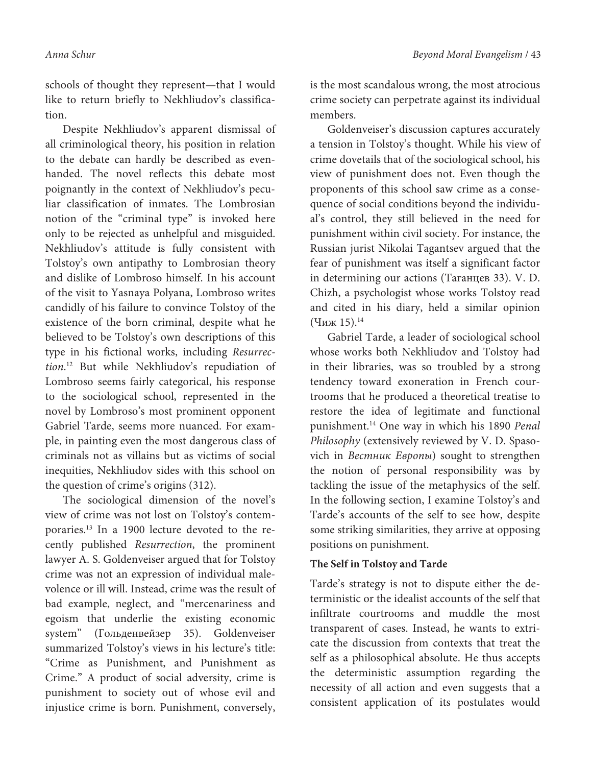schools of thought they represent—that I would like to return briefly to Nekhliudov's classification.

Despite Nekhliudov's apparent dismissal of all criminological theory, his position in relation to the debate can hardly be described as even-handed. The novel reflects this debate most poignantly in the context of Nekhliudov's peculiar classification of inmates. The Lombrosian notion of the "criminal type" is invoked here only to be rejected as unhelpful and misguided. Nekhliudov's attitude is fully consistent with Tolstoy's own antipathy to Lombrosian theory and dislike of Lombroso himself. In his account of the visit to Yasnaya Polyana, Lombroso writes candidly of his failure to convince Tolstoy of the existence of the born criminal, despite what he believed to be Tolstoy's own descriptions of this type in his fictional works, including *Resurrection*.[12] But while Nekhliudov's repudiation of Lombroso seems fairly categorical, his response to the sociological school, represented in the novel by Lombroso's most prominent opponent Gabriel Tarde, seems more nuanced. For example, in painting even the most dangerous class of criminals not as villains but as victims of social inequities, Nekhliudov sides with this school on the question of crime's origins (312).

The sociological dimension of the novel's view of crime was not lost on Tolstoy's contemporaries.[13] In a 1900 lecture devoted to the recently published *Resurrection*, the prominent lawyer A. S. Goldenveiser argued that for Tolstoy crime was not an expression of individual malevolence or ill will. Instead, crime was the result of bad example, neglect, and "mercenariness and egoism that underlie the existing economic system" (Гольденвейзер 35). Goldenveiser summarized Tolstoy's views in his lecture's title: "Crime as Punishment, and Punishment as Crime." A product of social adversity, crime is punishment to society out of whose evil and injustice crime is born. Punishment, conversely, is the most scandalous wrong, the most atrocious crime society can perpetrate against its individual members.

Goldenveiser's discussion captures accurately a tension in Tolstoy's thought. While his view of crime dovetails that of the sociological school, his view of punishment does not. Even though the proponents of this school saw crime as a consequence of social conditions beyond the individual's control, they still believed in the need for punishment within civil society. For instance, the Russian jurist Nikolai Tagantsev argued that the fear of punishment was itself a significant factor in determining our actions (Таганцев 33). V. D. Chizh, a psychologist whose works Tolstoy read and cited in his diary, held a similar opinion (Чиж 15).[14]

Gabriel Tarde, a leader of sociological school whose works both Nekhliudov and Tolstoy had in their libraries, was so troubled by a strong tendency toward exoneration in French courtrooms that he produced a theoretical treatise to restore the idea of legitimate and functional punishment.[14] One way in which his 1890 *Penal Philosophy* (extensively reviewed by V. D. Spasovich in *Вестник Европы*) sought to strengthen the notion of personal responsibility was by tackling the issue of the metaphysics of the self. In the following section, I examine Tolstoy's and Tarde's accounts of the self to see how, despite some striking similarities, they arrive at opposing positions on punishment.

**The Self in Tolstoy and Tarde**

Tarde's strategy is not to dispute either the deterministic or the idealist accounts of the self that infiltrate courtrooms and muddle the most transparent of cases. Instead, he wants to extricate the discussion from contexts that treat the self as a philosophical absolute. He thus accepts the deterministic assumption regarding the necessity of all action and even suggests that a consistent application of its postulates would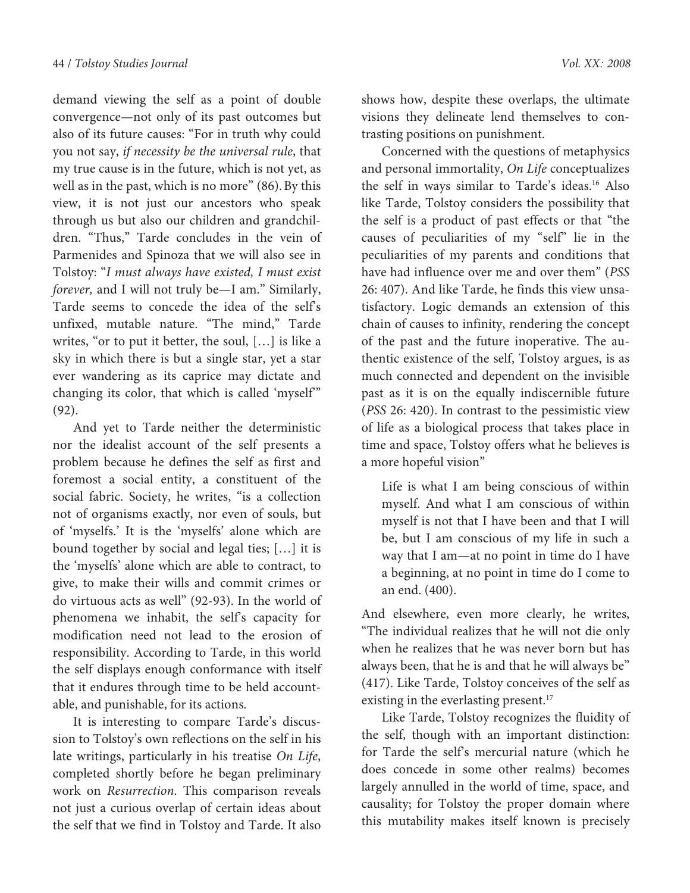demand viewing the self as a point of double convergence—not only of its past outcomes but also of its future causes: "For in truth why could you not say, *if necessity be the universal rule*, that my true cause is in the future, which is not yet, as well as in the past, which is no more" (86). By this view, it is not just our ancestors who speak through us but also our children and grandchildren. "Thus," Tarde concludes in the vein of Parmenides and Spinoza that we will also see in Tolstoy: "*I must always have existed, I must exist forever,* and I will not truly be—I am." Similarly, Tarde seems to concede the idea of the self's unfixed, mutable nature. "The mind," Tarde writes, "or to put it better, the soul, […] is like a sky in which there is but a single star, yet a star ever wandering as its caprice may dictate and changing its color, that which is called 'myself'" (92).

And yet to Tarde neither the deterministic nor the idealist account of the self presents a problem because he defines the self as first and foremost a social entity, a constituent of the social fabric. Society, he writes, "is a collection not of organisms exactly, nor even of souls, but of 'myselfs.' It is the 'myselfs' alone which are bound together by social and legal ties; […] it is the 'myselfs' alone which are able to contract, to give, to make their wills and commit crimes or do virtuous acts as well" (92-93). In the world of phenomena we inhabit, the self's capacity for modification need not lead to the erosion of responsibility. According to Tarde, in this world the self displays enough conformance with itself that it endures through time to be held accountable, and punishable, for its actions.

It is interesting to compare Tarde's discussion to Tolstoy's own reflections on the self in his late writings, particularly in his treatise *On Life*, completed shortly before he began preliminary work on *Resurrection*. This comparison reveals not just a curious overlap of certain ideas about the self that we find in Tolstoy and Tarde. It also shows how, despite these overlaps, the ultimate visions they delineate lend themselves to contrasting positions on punishment.

Concerned with the questions of metaphysics and personal immortality, *On Life* conceptualizes the self in ways similar to Tarde's ideas.[16] Also like Tarde, Tolstoy considers the possibility that the self is a product of past effects or that "the causes of peculiarities of my "self" lie in the peculiarities of my parents and conditions that have had influence over me and over them" (*PSS* 26: 407). And like Tarde, he finds this view unsatisfactory. Logic demands an extension of this chain of causes to infinity, rendering the concept of the past and the future inoperative. The authentic existence of the self, Tolstoy argues, is as much connected and dependent on the invisible past as it is on the equally indiscernible future (*PSS* 26: 420). In contrast to the pessimistic view of life as a biological process that takes place in time and space, Tolstoy offers what he believes is a more hopeful vision"

> Life is what I am being conscious of within myself. And what I am conscious of within myself is not that I have been and that I will be, but I am conscious of my life in such a way that I am—at no point in time do I have a beginning, at no point in time do I come to an end. (400).

And elsewhere, even more clearly, he writes, "The individual realizes that he will not die only when he realizes that he was never born but has always been, that he is and that he will always be" (417). Like Tarde, Tolstoy conceives of the self as existing in the everlasting present.[17]

Like Tarde, Tolstoy recognizes the fluidity of the self, though with an important distinction: for Tarde the self's mercurial nature (which he does concede in some other realms) becomes largely annulled in the world of time, space, and causality; for Tolstoy the proper domain where this mutability makes itself known is precisely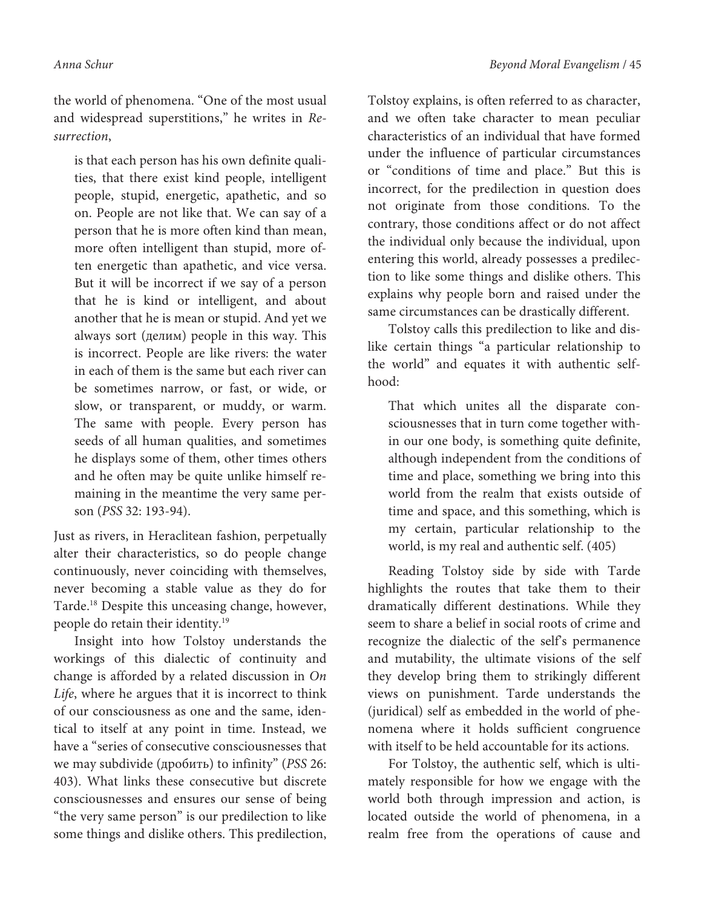the world of phenomena. "One of the most usual and widespread superstitions," he writes in *Resurrection*,

> is that each person has his own definite qualities, that there exist kind people, intelligent people, stupid, energetic, apathetic, and so on. People are not like that. We can say of a person that he is more often kind than mean, more often intelligent than stupid, more often energetic than apathetic, and vice versa. But it will be incorrect if we say of a person that he is kind or intelligent, and about another that he is mean or stupid. And yet we always sort (делим) people in this way. This is incorrect. People are like rivers: the water in each of them is the same but each river can be sometimes narrow, or fast, or wide, or slow, or transparent, or muddy, or warm. The same with people. Every person has seeds of all human qualities, and sometimes he displays some of them, other times others and he often may be quite unlike himself remaining in the meantime the very same person (*PSS* 32: 193-94).

Just as rivers, in Heraclitean fashion, perpetually alter their characteristics, so do people change continuously, never coinciding with themselves, never becoming a stable value as they do for Tarde.[18] Despite this unceasing change, however, people do retain their identity.[19]

Insight into how Tolstoy understands the workings of this dialectic of continuity and change is afforded by a related discussion in *On Life*, where he argues that it is incorrect to think of our consciousness as one and the same, identical to itself at any point in time. Instead, we have a "series of consecutive consciousnesses that we may subdivide (дробить) to infinity" (*PSS* 26: 403). What links these consecutive but discrete consciousnesses and ensures our sense of being "the very same person" is our predilection to like some things and dislike others. This predilection, Tolstoy explains, is often referred to as character, and we often take character to mean peculiar characteristics of an individual that have formed under the influence of particular circumstances or "conditions of time and place." But this is incorrect, for the predilection in question does not originate from those conditions. To the contrary, those conditions affect or do not affect the individual only because the individual, upon entering this world, already possesses a predilection to like some things and dislike others. This explains why people born and raised under the same circumstances can be drastically different.

Tolstoy calls this predilection to like and dislike certain things "a particular relationship to the world" and equates it with authentic selfhood:

> That which unites all the disparate consciousnesses that in turn come together within our one body, is something quite definite, although independent from the conditions of time and place, something we bring into this world from the realm that exists outside of time and space, and this something, which is my certain, particular relationship to the world, is my real and authentic self. (405)

Reading Tolstoy side by side with Tarde highlights the routes that take them to their dramatically different destinations. While they seem to share a belief in social roots of crime and recognize the dialectic of the self's permanence and mutability, the ultimate visions of the self they develop bring them to strikingly different views on punishment. Tarde understands the (juridical) self as embedded in the world of phenomena where it holds sufficient congruence with itself to be held accountable for its actions.

For Tolstoy, the authentic self, which is ultimately responsible for how we engage with the world both through impression and action, is located outside the world of phenomena, in a realm free from the operations of cause and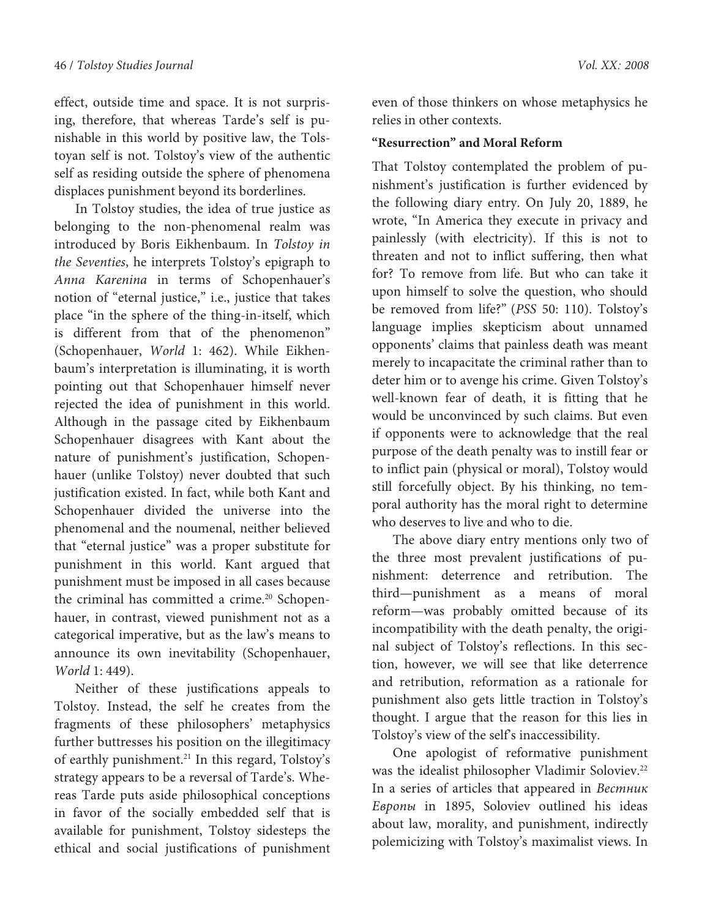effect, outside time and space. It is not surprising, therefore, that whereas Tarde's self is punishable in this world by positive law, the Tolstoyan self is not. Tolstoy's view of the authentic self as residing outside the sphere of phenomena displaces punishment beyond its borderlines.

In Tolstoy studies, the idea of true justice as belonging to the non-phenomenal realm was introduced by Boris Eikhenbaum. In *Tolstoy in the Seventies*, he interprets Tolstoy's epigraph to *Anna Karenina* in terms of Schopenhauer's notion of "eternal justice," i.e., justice that takes place "in the sphere of the thing-in-itself, which is different from that of the phenomenon" (Schopenhauer, *World* 1: 462). While Eikhenbaum's interpretation is illuminating, it is worth pointing out that Schopenhauer himself never rejected the idea of punishment in this world. Although in the passage cited by Eikhenbaum Schopenhauer disagrees with Kant about the nature of punishment's justification, Schopenhauer (unlike Tolstoy) never doubted that such justification existed. In fact, while both Kant and Schopenhauer divided the universe into the phenomenal and the noumenal, neither believed that "eternal justice" was a proper substitute for punishment in this world. Kant argued that punishment must be imposed in all cases because the criminal has committed a crime.[20] Schopenhauer, in contrast, viewed punishment not as a categorical imperative, but as the law's means to announce its own inevitability (Schopenhauer, *World* 1: 449).

Neither of these justifications appeals to Tolstoy. Instead, the self he creates from the fragments of these philosophers' metaphysics further buttresses his position on the illegitimacy of earthly punishment.[21] In this regard, Tolstoy's strategy appears to be a reversal of Tarde's. Whereas Tarde puts aside philosophical conceptions in favor of the socially embedded self that is available for punishment, Tolstoy sidesteps the ethical and social justifications of punishment even of those thinkers on whose metaphysics he relies in other contexts.

### "Resurrection" and Moral Reform

That Tolstoy contemplated the problem of punishment's justification is further evidenced by the following diary entry. On July 20, 1889, he wrote, "In America they execute in privacy and painlessly (with electricity). If this is not to threaten and not to inflict suffering, then what for? To remove from life. But who can take it upon himself to solve the question, who should be removed from life?" (*PSS* 50: 110). Tolstoy's language implies skepticism about unnamed opponents' claims that painless death was meant merely to incapacitate the criminal rather than to deter him or to avenge his crime. Given Tolstoy's well-known fear of death, it is fitting that he would be unconvinced by such claims. But even if opponents were to acknowledge that the real purpose of the death penalty was to instill fear or to inflict pain (physical or moral), Tolstoy would still forcefully object. By his thinking, no temporal authority has the moral right to determine who deserves to live and who to die.

The above diary entry mentions only two of the three most prevalent justifications of punishment: deterrence and retribution. The third—punishment as a means of moral reform—was probably omitted because of its incompatibility with the death penalty, the original subject of Tolstoy's reflections. In this section, however, we will see that like deterrence and retribution, reformation as a rationale for punishment also gets little traction in Tolstoy's thought. I argue that the reason for this lies in Tolstoy's view of the self's inaccessibility.

One apologist of reformative punishment was the idealist philosopher Vladimir Soloviev.[22] In a series of articles that appeared in *Вестник Европы* in 1895, Soloviev outlined his ideas about law, morality, and punishment, indirectly polemicizing with Tolstoy's maximalist views. In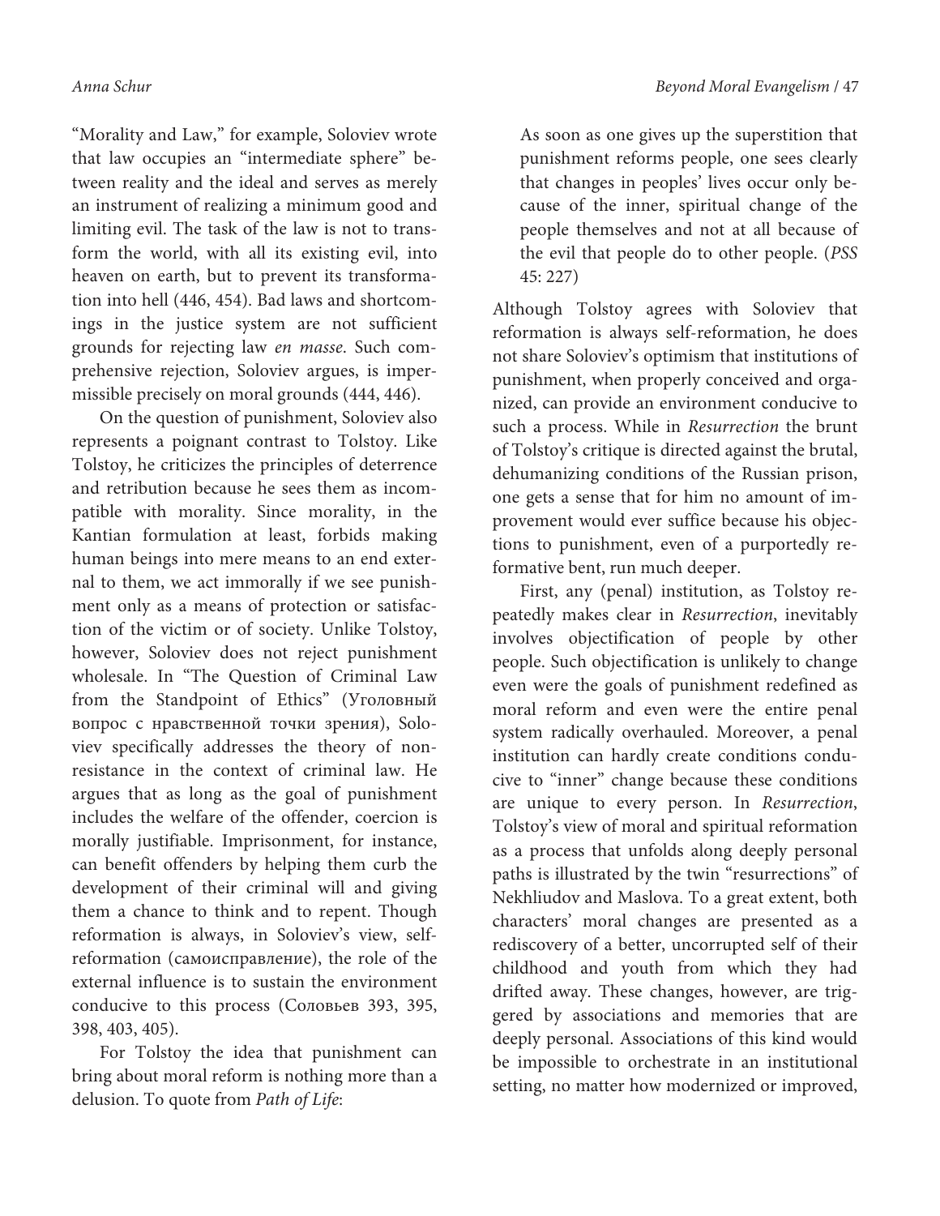"Morality and Law," for example, Soloviev wrote that law occupies an "intermediate sphere" between reality and the ideal and serves as merely an instrument of realizing a minimum good and limiting evil. The task of the law is not to transform the world, with all its existing evil, into heaven on earth, but to prevent its transformation into hell (446, 454). Bad laws and shortcomings in the justice system are not sufficient grounds for rejecting law *en masse*. Such comprehensive rejection, Soloviev argues, is impermissible precisely on moral grounds (444, 446).

On the question of punishment, Soloviev also represents a poignant contrast to Tolstoy. Like Tolstoy, he criticizes the principles of deterrence and retribution because he sees them as incompatible with morality. Since morality, in the Kantian formulation at least, forbids making human beings into mere means to an end external to them, we act immorally if we see punishment only as a means of protection or satisfaction of the victim or of society. Unlike Tolstoy, however, Soloviev does not reject punishment wholesale. In "The Question of Criminal Law from the Standpoint of Ethics" (Уголовный вопрос с нравственной точки зрения), Soloviev specifically addresses the theory of nonresistance in the context of criminal law. He argues that as long as the goal of punishment includes the welfare of the offender, coercion is morally justifiable. Imprisonment, for instance, can benefit offenders by helping them curb the development of their criminal will and giving them a chance to think and to repent. Though reformation is always, in Soloviev's view, self-reformation (самоисправление), the role of the external influence is to sustain the environment conducive to this process (Соловьев 393, 395, 398, 403, 405).

For Tolstoy the idea that punishment can bring about moral reform is nothing more than a delusion. To quote from *Path of Life*:

> As soon as one gives up the superstition that punishment reforms people, one sees clearly that changes in peoples' lives occur only because of the inner, spiritual change of the people themselves and not at all because of the evil that people do to other people. (*PSS* 45: 227)

Although Tolstoy agrees with Soloviev that reformation is always self-reformation, he does not share Soloviev's optimism that institutions of punishment, when properly conceived and organized, can provide an environment conducive to such a process. While in *Resurrection* the brunt of Tolstoy's critique is directed against the brutal, dehumanizing conditions of the Russian prison, one gets a sense that for him no amount of improvement would ever suffice because his objections to punishment, even of a purportedly reformative bent, run much deeper.

First, any (penal) institution, as Tolstoy repeatedly makes clear in *Resurrection*, inevitably involves objectification of people by other people. Such objectification is unlikely to change even were the goals of punishment redefined as moral reform and even were the entire penal system radically overhauled. Moreover, a penal institution can hardly create conditions conducive to "inner" change because these conditions are unique to every person. In *Resurrection*, Tolstoy's view of moral and spiritual reformation as a process that unfolds along deeply personal paths is illustrated by the twin "resurrections" of Nekhliudov and Maslova. To a great extent, both characters' moral changes are presented as a rediscovery of a better, uncorrupted self of their childhood and youth from which they had drifted away. These changes, however, are triggered by associations and memories that are deeply personal. Associations of this kind would be impossible to orchestrate in an institutional setting, no matter how modernized or improved,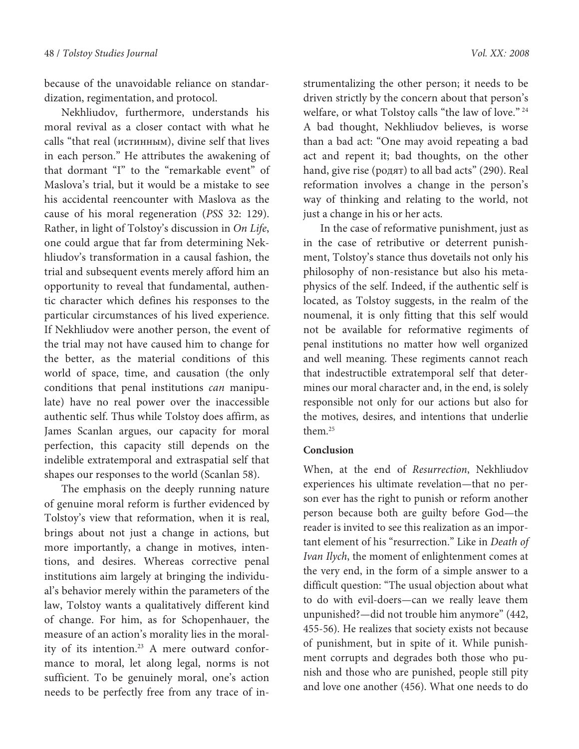because of the unavoidable reliance on standardization, regimentation, and protocol.

Nekhliudov, furthermore, understands his moral revival as a closer contact with what he calls "that real (истинным), divine self that lives in each person." He attributes the awakening of that dormant "I" to the "remarkable event" of Maslova's trial, but it would be a mistake to see his accidental reencounter with Maslova as the cause of his moral regeneration (*PSS* 32: 129). Rather, in light of Tolstoy's discussion in *On Life*, one could argue that far from determining Nekhliudov's transformation in a causal fashion, the trial and subsequent events merely afford him an opportunity to reveal that fundamental, authentic character which defines his responses to the particular circumstances of his lived experience. If Nekhliudov were another person, the event of the trial may not have caused him to change for the better, as the material conditions of this world of space, time, and causation (the only conditions that penal institutions *can* manipulate) have no real power over the inaccessible authentic self. Thus while Tolstoy does affirm, as James Scanlan argues, our capacity for moral perfection, this capacity still depends on the indelible extratemporal and extraspatial self that shapes our responses to the world (Scanlan 58).

The emphasis on the deeply running nature of genuine moral reform is further evidenced by Tolstoy's view that reformation, when it is real, brings about not just a change in actions, but more importantly, a change in motives, intentions, and desires. Whereas corrective penal institutions aim largely at bringing the individual's behavior merely within the parameters of the law, Tolstoy wants a qualitatively different kind of change. For him, as for Schopenhauer, the measure of an action's morality lies in the morality of its intention.[23] A mere outward conformance to moral, let along legal, norms is not sufficient. To be genuinely moral, one's action needs to be perfectly free from any trace of instrumentalizing the other person; it needs to be driven strictly by the concern about that person's welfare, or what Tolstoy calls "the law of love."[24] A bad thought, Nekhliudov believes, is worse than a bad act: "One may avoid repeating a bad act and repent it; bad thoughts, on the other hand, give rise (родят) to all bad acts" (290). Real reformation involves a change in the person's way of thinking and relating to the world, not just a change in his or her acts.

In the case of reformative punishment, just as in the case of retributive or deterrent punishment, Tolstoy's stance thus dovetails not only his philosophy of non-resistance but also his metaphysics of the self. Indeed, if the authentic self is located, as Tolstoy suggests, in the realm of the noumenal, it is only fitting that this self would not be available for reformative regiments of penal institutions no matter how well organized and well meaning. These regiments cannot reach that indestructible extratemporal self that determines our moral character and, in the end, is solely responsible not only for our actions but also for the motives, desires, and intentions that underlie them.[25]

## Conclusion

When, at the end of *Resurrection*, Nekhliudov experiences his ultimate revelation—that no person ever has the right to punish or reform another person because both are guilty before God—the reader is invited to see this realization as an important element of his "resurrection." Like in *Death of Ivan Ilych*, the moment of enlightenment comes at the very end, in the form of a simple answer to a difficult question: "The usual objection about what to do with evil-doers—can we really leave them unpunished?—did not trouble him anymore" (442, 455-56). He realizes that society exists not because of punishment, but in spite of it. While punishment corrupts and degrades both those who punish and those who are punished, people still pity and love one another (456). What one needs to do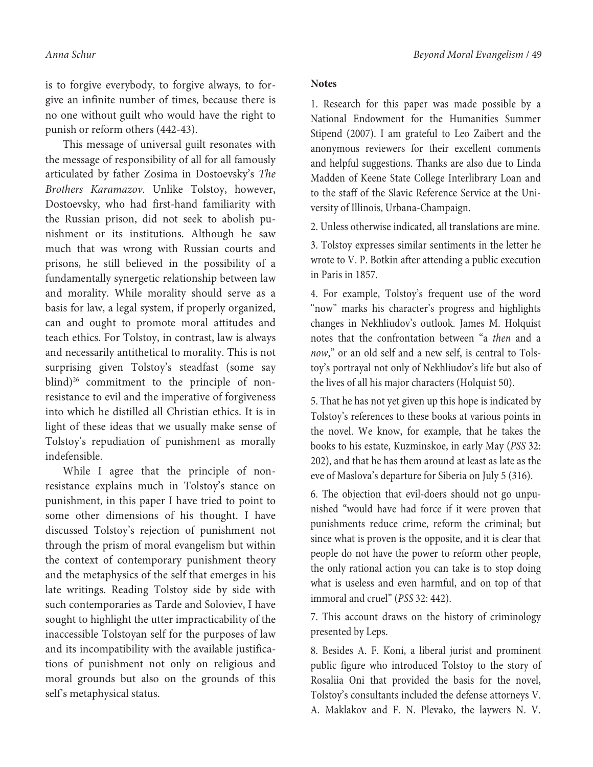is to forgive everybody, to forgive always, to forgive an infinite number of times, because there is no one without guilt who would have the right to punish or reform others (442-43).

This message of universal guilt resonates with the message of responsibility of all for all famously articulated by father Zosima in Dostoevsky's *The Brothers Karamazov*. Unlike Tolstoy, however, Dostoevsky, who had first-hand familiarity with the Russian prison, did not seek to abolish punishment or its institutions. Although he saw much that was wrong with Russian courts and prisons, he still believed in the possibility of a fundamentally synergetic relationship between law and morality. While morality should serve as a basis for law, a legal system, if properly organized, can and ought to promote moral attitudes and teach ethics. For Tolstoy, in contrast, law is always and necessarily antithetical to morality. This is not surprising given Tolstoy's steadfast (some say blind)[26] commitment to the principle of non-resistance to evil and the imperative of forgiveness into which he distilled all Christian ethics. It is in light of these ideas that we usually make sense of Tolstoy's repudiation of punishment as morally indefensible.

While I agree that the principle of non-resistance explains much in Tolstoy's stance on punishment, in this paper I have tried to point to some other dimensions of his thought. I have discussed Tolstoy's rejection of punishment not through the prism of moral evangelism but within the context of contemporary punishment theory and the metaphysics of the self that emerges in his late writings. Reading Tolstoy side by side with such contemporaries as Tarde and Soloviev, I have sought to highlight the utter impracticability of the inaccessible Tolstoyan self for the purposes of law and its incompatibility with the available justifications of punishment not only on religious and moral grounds but also on the grounds of this self's metaphysical status.

**Notes**

1. Research for this paper was made possible by a National Endowment for the Humanities Summer Stipend (2007). I am grateful to Leo Zaibert and the anonymous reviewers for their excellent comments and helpful suggestions. Thanks are also due to Linda Madden of Keene State College Interlibrary Loan and to the staff of the Slavic Reference Service at the University of Illinois, Urbana-Champaign.

2. Unless otherwise indicated, all translations are mine.

3. Tolstoy expresses similar sentiments in the letter he wrote to V. P. Botkin after attending a public execution in Paris in 1857.

4. For example, Tolstoy's frequent use of the word "now" marks his character's progress and highlights changes in Nekhliudov's outlook. James M. Holquist notes that the confrontation between "a *then* and a *now*," or an old self and a new self, is central to Tolstoy's portrayal not only of Nekhliudov's life but also of the lives of all his major characters (Holquist 50).

5. That he has not yet given up this hope is indicated by Tolstoy's references to these books at various points in the novel. We know, for example, that he takes the books to his estate, Kuzminskoe, in early May (*PSS* 32: 202), and that he has them around at least as late as the eve of Maslova's departure for Siberia on July 5 (316).

6. The objection that evil-doers should not go unpunished "would have had force if it were proven that punishments reduce crime, reform the criminal; but since what is proven is the opposite, and it is clear that people do not have the power to reform other people, the only rational action you can take is to stop doing what is useless and even harmful, and on top of that immoral and cruel" (*PSS* 32: 442).

7. This account draws on the history of criminology presented by Leps.

8. Besides A. F. Koni, a liberal jurist and prominent public figure who introduced Tolstoy to the story of Rosaliia Oni that provided the basis for the novel, Tolstoy's consultants included the defense attorneys V. A. Maklakov and F. N. Plevako, the laywers N. V.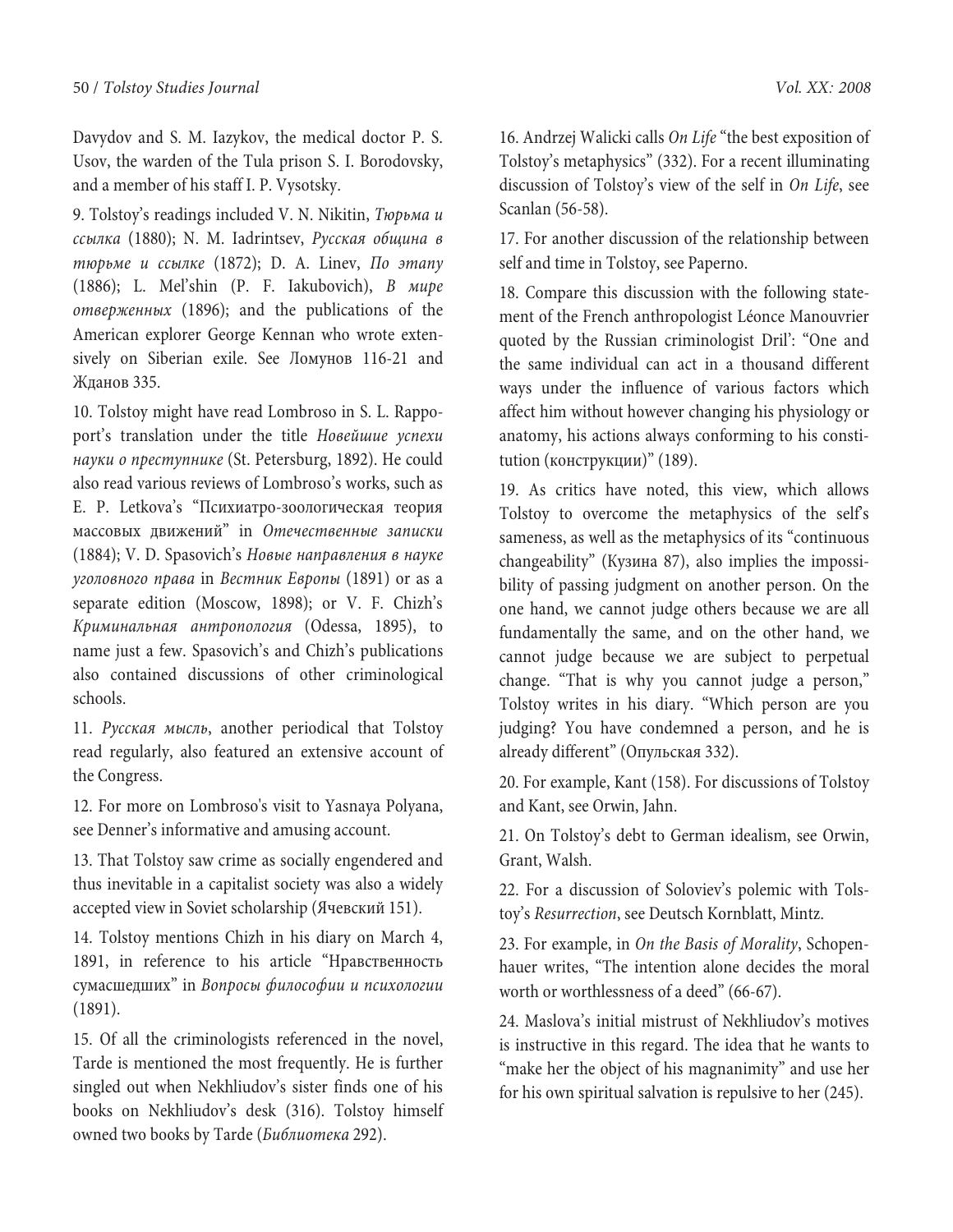Davydov and S. M. Iazykov, the medical doctor P. S. Usov, the warden of the Tula prison S. I. Borodovsky, and a member of his staff I. P. Vysotsky.

9. Tolstoy's readings included V. N. Nikitin, *Тюрьма и ссылка* (1880); N. M. Iadrintsev, *Русская община в тюрьме и ссылке* (1872); D. A. Linev, *По этапу* (1886); L. Mel'shin (P. F. Iakubovich), *В мире отверженных* (1896); and the publications of the American explorer George Kennan who wrote extensively on Siberian exile. See Ломунов 116-21 and Жданов 335.

10. Tolstoy might have read Lombroso in S. L. Rappoport's translation under the title *Новейшие успехи науки о преступнике* (St. Petersburg, 1892). He could also read various reviews of Lombroso's works, such as E. P. Letkova's "Психиатро-зоологическая теория массовых движений" in *Отечественные записки* (1884); V. D. Spasovich's *Новые направления в науке уголовного права* in *Вестник Европы* (1891) or as a separate edition (Moscow, 1898); or V. F. Chizh's *Криминальная антропология* (Odessa, 1895), to name just a few. Spasovich's and Chizh's publications also contained discussions of other criminological schools.

11. *Русская мысль*, another periodical that Tolstoy read regularly, also featured an extensive account of the Congress.

12. For more on Lombroso's visit to Yasnaya Polyana, see Denner's informative and amusing account.

13. That Tolstoy saw crime as socially engendered and thus inevitable in a capitalist society was also a widely accepted view in Soviet scholarship (Ячевский 151).

14. Tolstoy mentions Chizh in his diary on March 4, 1891, in reference to his article "Нравственность сумасшедших" in *Вопросы философии и психологии* (1891).

15. Of all the criminologists referenced in the novel, Tarde is mentioned the most frequently. He is further singled out when Nekhliudov's sister finds one of his books on Nekhliudov's desk (316). Tolstoy himself owned two books by Tarde (*Библиотека* 292).

16. Andrzej Walicki calls *On Life* "the best exposition of Tolstoy's metaphysics" (332). For a recent illuminating discussion of Tolstoy's view of the self in *On Life*, see Scanlan (56-58).

17. For another discussion of the relationship between self and time in Tolstoy, see Paperno.

18. Compare this discussion with the following statement of the French anthropologist Léonce Manouvrier quoted by the Russian criminologist Dril': "One and the same individual can act in a thousand different ways under the influence of various factors which affect him without however changing his physiology or anatomy, his actions always conforming to his constitution (конструкции)" (189).

19. As critics have noted, this view, which allows Tolstoy to overcome the metaphysics of the self's sameness, as well as the metaphysics of its "continuous changeability" (Кузина 87), also implies the impossibility of passing judgment on another person. On the one hand, we cannot judge others because we are all fundamentally the same, and on the other hand, we cannot judge because we are subject to perpetual change. "That is why you cannot judge a person," Tolstoy writes in his diary. "Which person are you judging? You have condemned a person, and he is already different" (Опульская 332).

20. For example, Kant (158). For discussions of Tolstoy and Kant, see Orwin, Jahn.

21. On Tolstoy's debt to German idealism, see Orwin, Grant, Walsh.

22. For a discussion of Soloviev's polemic with Tolstoy's *Resurrection*, see Deutsch Kornblatt, Mintz.

23. For example, in *On the Basis of Morality*, Schopenhauer writes, "The intention alone decides the moral worth or worthlessness of a deed" (66-67).

24. Maslova's initial mistrust of Nekhliudov's motives is instructive in this regard. The idea that he wants to "make her the object of his magnanimity" and use her for his own spiritual salvation is repulsive to her (245).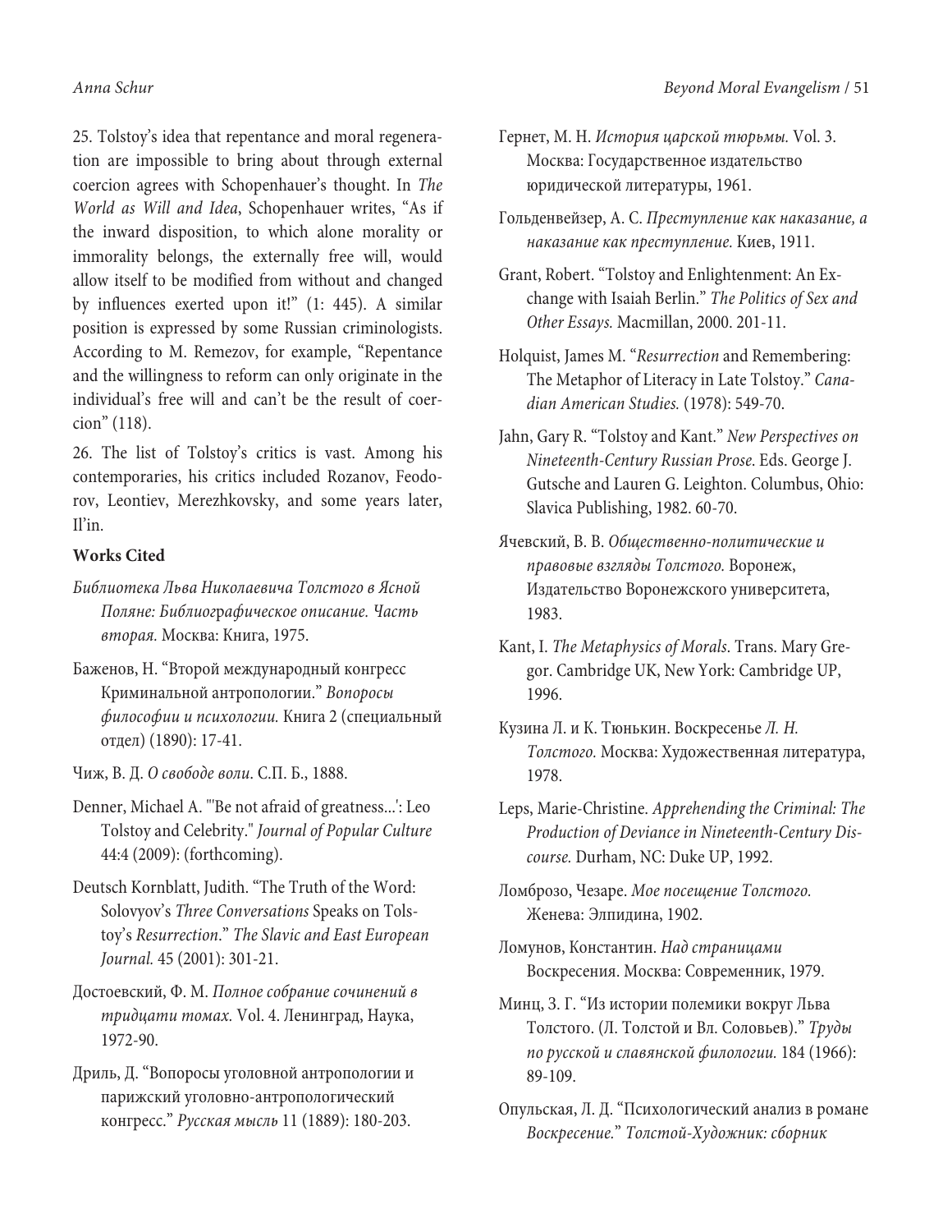25. Tolstoy's idea that repentance and moral regeneration are impossible to bring about through external coercion agrees with Schopenhauer's thought. In *The World as Will and Idea*, Schopenhauer writes, "As if the inward disposition, to which alone morality or immorality belongs, the externally free will, would allow itself to be modified from without and changed by influences exerted upon it!" (1: 445). A similar position is expressed by some Russian criminologists. According to M. Remezov, for example, "Repentance and the willingness to reform can only originate in the individual's free will and can't be the result of coercion" (118).

26. The list of Tolstoy's critics is vast. Among his contemporaries, his critics included Rozanov, Feodorov, Leontiev, Merezhkovsky, and some years later, Il'in.

**Works Cited**

*Библиотека Льва Николаевича Толстого в Ясной Поляне: Библиографическое описание. Часть вторая.* Москва: Книга, 1975.

Баженов, Н. "Второй международный конгресс Криминальной антропологии." *Вопросы философии и психологии.* Книга 2 (специальный отдел) (1890): 17-41.

Чиж, В. Д. *О свободе воли*. С.П. Б., 1888.

Denner, Michael A. "'Be not afraid of greatness...': Leo Tolstoy and Celebrity." *Journal of Popular Culture* 44:4 (2009): (forthcoming).

Deutsch Kornblatt, Judith. "The Truth of the Word: Solovyov's *Three Conversations* Speaks on Tolstoy's *Resurrection*." *The Slavic and East European Journal.* 45 (2001): 301-21.

Достоевский, Ф. М. *Полное собрание сочинений в тридцати томах.* Vol. 4. Ленинград, Наука, 1972-90.

Дриль, Д. "Вопросы уголовной антропологии и парижский уголовно-антропологический конгресс." *Русская мысль* 11 (1889): 180-203.

Гернет, М. Н. *История царской тюрьмы.* Vol. 3. Москва: Государственное издательство юридической литературы, 1961.

Гольденвейзер, А. С. *Преступление как наказание, а наказание как преступление.* Киев, 1911.

Grant, Robert. "Tolstoy and Enlightenment: An Exchange with Isaiah Berlin." *The Politics of Sex and Other Essays.* Macmillan, 2000. 201-11.

Holquist, James M. "*Resurrection* and Remembering: The Metaphor of Literacy in Late Tolstoy." *Canadian American Studies.* (1978): 549-70.

Jahn, Gary R. "Tolstoy and Kant." *New Perspectives on Nineteenth-Century Russian Prose*. Eds. George J. Gutsche and Lauren G. Leighton. Columbus, Ohio: Slavica Publishing, 1982. 60-70.

Ячевский, В. В. *Общественно-политические и правовые взгляды Толстого.* Воронеж, Издательство Воронежского университета, 1983.

Kant, I. *The Metaphysics of Morals*. Trans. Mary Gregor. Cambridge UK, New York: Cambridge UP, 1996.

Кузина Л. и К. Тюнькин. Воскресенье *Л. Н. Толстого.* Москва: Художественная литература, 1978.

Leps, Marie-Christine. *Apprehending the Criminal: The Production of Deviance in Nineteenth-Century Discourse.* Durham, NC: Duke UP, 1992.

Ломброзо, Чезаре. *Мое посещение Толстого.* Женева: Элпидина, 1902.

Ломунов, Константин. *Над страницами* Воскресения. Москва: Современник, 1979.

Минц, З. Г. "Из истории полемики вокруг Льва Толстого. (Л. Толстой и Вл. Соловьев)." *Труды по русской и славянской филологии.* 184 (1966): 89-109.

Опульская, Л. Д. "Психологический анализ в романе *Воскресение.*" *Толстой-Художник: сборник*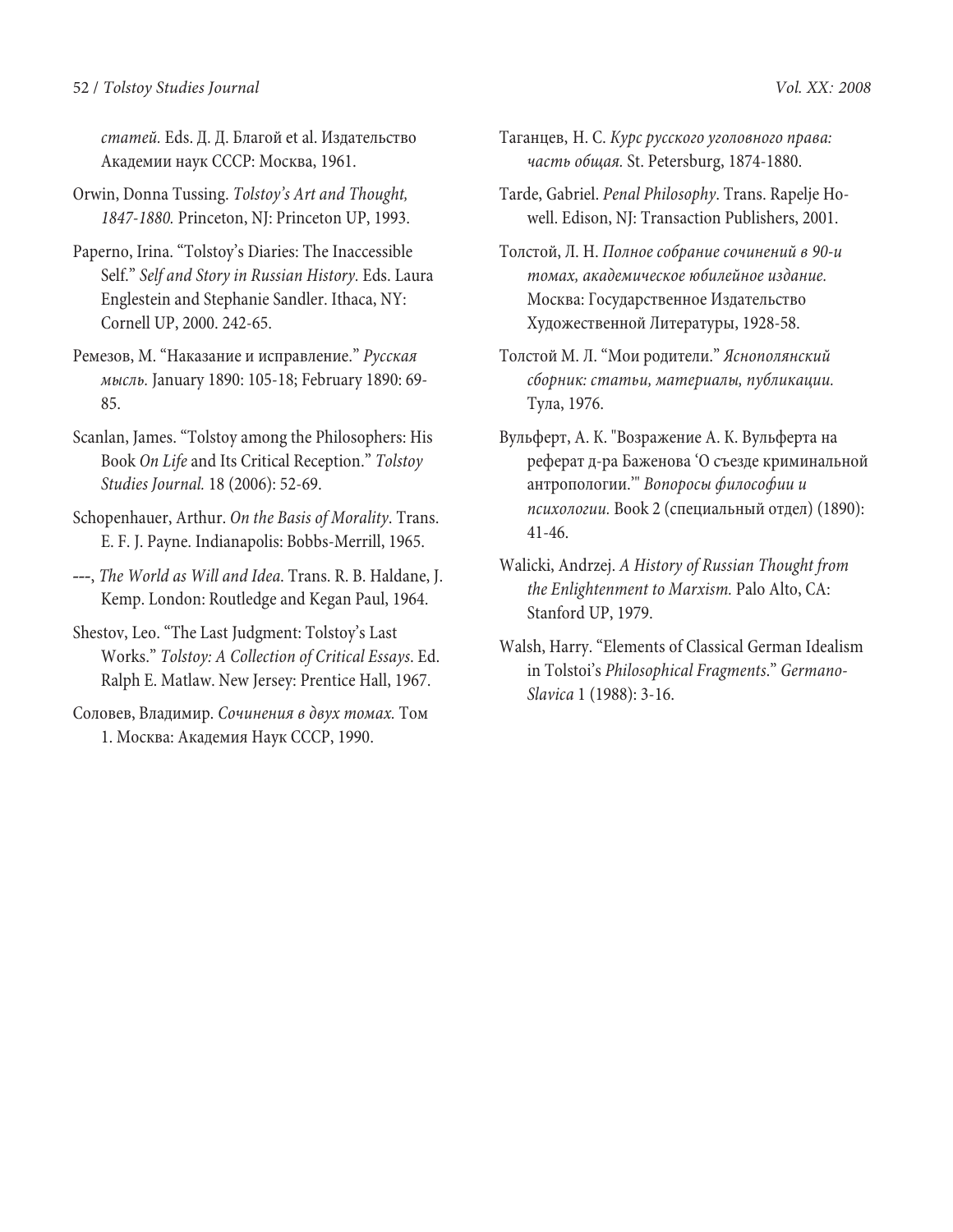*статей.* Eds. Д. Д. Благой et al. Издательство Академии наук СССР: Москва, 1961.

Orwin, Donna Tussing. *Tolstoy's Art and Thought, 1847-1880.* Princeton, NJ: Princeton UP, 1993.

Paperno, Irina. "Tolstoy's Diaries: The Inaccessible Self." *Self and Story in Russian History.* Eds. Laura Englestein and Stephanie Sandler. Ithaca, NY: Cornell UP, 2000. 242-65.

Ремезов, М. "Наказание и исправление." *Русская мысль.* January 1890: 105-18; February 1890: 69-85.

Scanlan, James. "Tolstoy among the Philosophers: His Book *On Life* and Its Critical Reception." *Tolstoy Studies Journal.* 18 (2006): 52-69.

Schopenhauer, Arthur. *On the Basis of Morality*. Trans. E. F. J. Payne. Indianapolis: Bobbs-Merrill, 1965.

---, *The World as Will and Idea.* Trans. R. B. Haldane, J. Kemp. London: Routledge and Kegan Paul, 1964.

Shestov, Leo. "The Last Judgment: Tolstoy's Last Works." *Tolstoy: A Collection of Critical Essays*. Ed. Ralph E. Matlaw. New Jersey: Prentice Hall, 1967.

Соловев, Владимир. *Сочинения в двух томах.* Том 1. Москва: Академия Наук СССР, 1990.

Таганцев, Н. С. *Курс русского уголовного права: часть общая.* St. Petersburg, 1874-1880.

Tarde, Gabriel. *Penal Philosophy*. Trans. Rapelje Howell. Edison, NJ: Transaction Publishers, 2001.

Толстой, Л. Н. *Полное собрание сочинений в 90-и томах, академическое юбилейное издание.* Москва: Государственное Издательство Художественной Литературы, 1928-58.

Толстой М. Л. "Мои родители." *Яснополянский сборник: статьи, материалы, публикации.* Тула, 1976.

Вульферт, А. К. "Возражение А. К. Вульферта на реферат д-ра Баженова 'О съезде криминальной антропологии.'" *Вопросы философии и психологии.* Book 2 (специальный отдел) (1890): 41-46.

Walicki, Andrzej. *A History of Russian Thought from the Enlightenment to Marxism.* Palo Alto, CA: Stanford UP, 1979.

Walsh, Harry. "Elements of Classical German Idealism in Tolstoi's *Philosophical Fragments*." *Germano-Slavica* 1 (1988): 3-16.